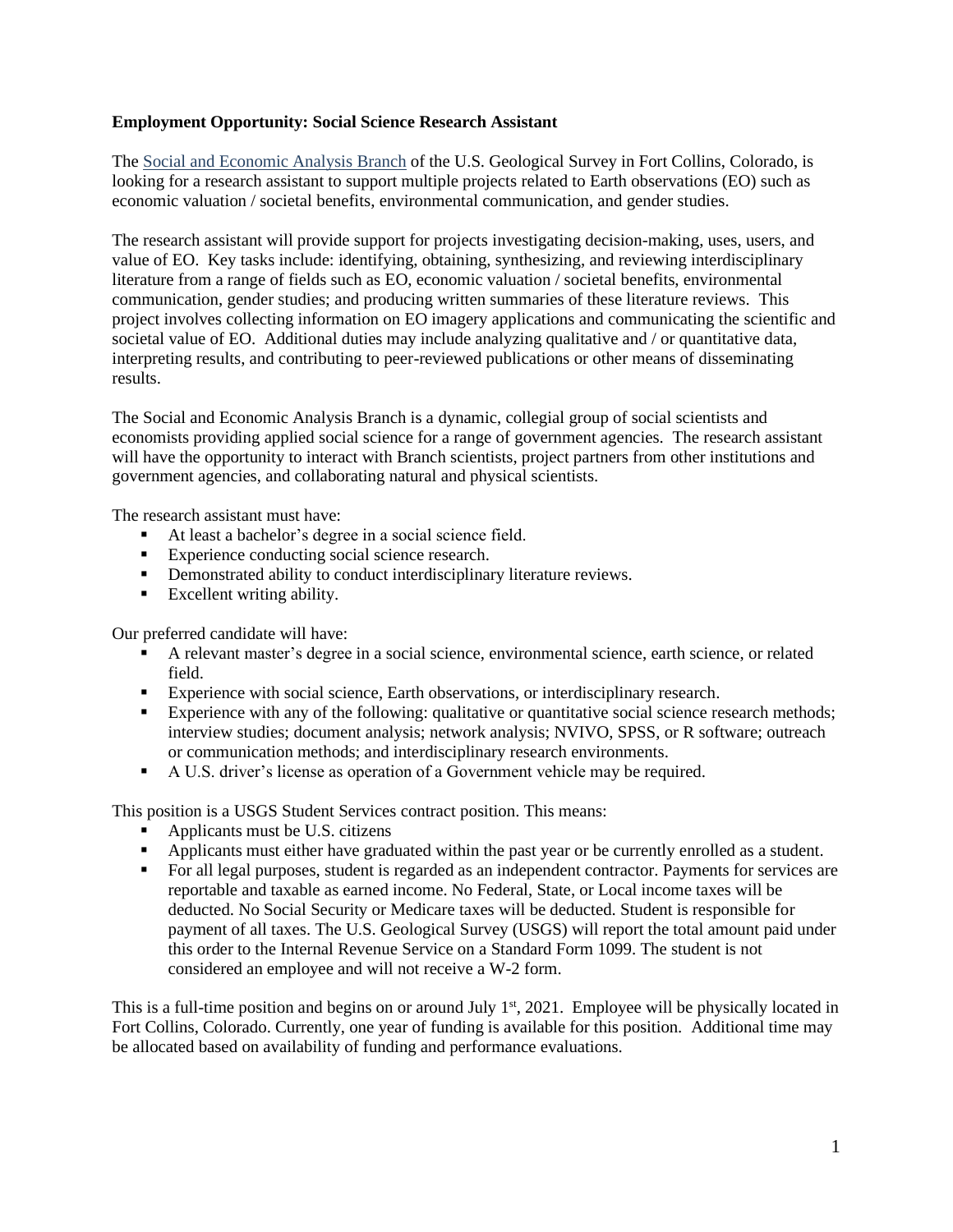**Employment Opportunity: Social Science Research Assistant**

The Social and Economic Analysis Branch of the U.S. Geological Survey in Fort Collins, Colorado, is looking for a research assistant to support multiple projects related to Earth observations (EO) such as economic valuation / societal benefits, environmental communication, and gender studies.

The research assistant will provide support for projects investigating decision-making, uses, users, and value of EO. Key tasks include: identifying, obtaining, synthesizing, and reviewing interdisciplinary literature from a range of fields such as EO, economic valuation / societal benefits, environmental communication, gender studies; and producing written summaries of these literature reviews. This project involves collecting information on EO imagery applications and communicating the scientific and societal value of EO. Additional duties may include analyzing qualitative and / or quantitative data, interpreting results, and contributing to peer-reviewed publications or other means of disseminating results.

The Social and Economic Analysis Branch is a dynamic, collegial group of social scientists and economists providing applied social science for a range of government agencies. The research assistant will have the opportunity to interact with Branch scientists, project partners from other institutions and government agencies, and collaborating natural and physical scientists.

The research assistant must have:

- At least a bachelor's degree in a social science field.
- Experience conducting social science research.
- Demonstrated ability to conduct interdisciplinary literature reviews.
- Excellent writing ability.

Our preferred candidate will have:

- A relevant master's degree in a social science, environmental science, earth science, or related field.
- Experience with social science, Earth observations, or interdisciplinary research.
- Experience with any of the following: qualitative or quantitative social science research methods; interview studies; document analysis; network analysis; NVIVO, SPSS, or R software; outreach or communication methods; and interdisciplinary research environments.
- A U.S. driver's license as operation of a Government vehicle may be required.

This position is a USGS Student Services contract position. This means:

- Applicants must be U.S. citizens
- Applicants must either have graduated within the past year or be currently enrolled as a student.
- For all legal purposes, student is regarded as an independent contractor. Payments for services are reportable and taxable as earned income. No Federal, State, or Local income taxes will be deducted. No Social Security or Medicare taxes will be deducted. Student is responsible for payment of all taxes. The U.S. Geological Survey (USGS) will report the total amount paid under this order to the Internal Revenue Service on a Standard Form 1099. The student is not considered an employee and will not receive a W-2 form.

This is a full-time position and begins on or around July 1st, 2021. Employee will be physically located in Fort Collins, Colorado. Currently, one year of funding is available for this position. Additional time may be allocated based on availability of funding and performance evaluations.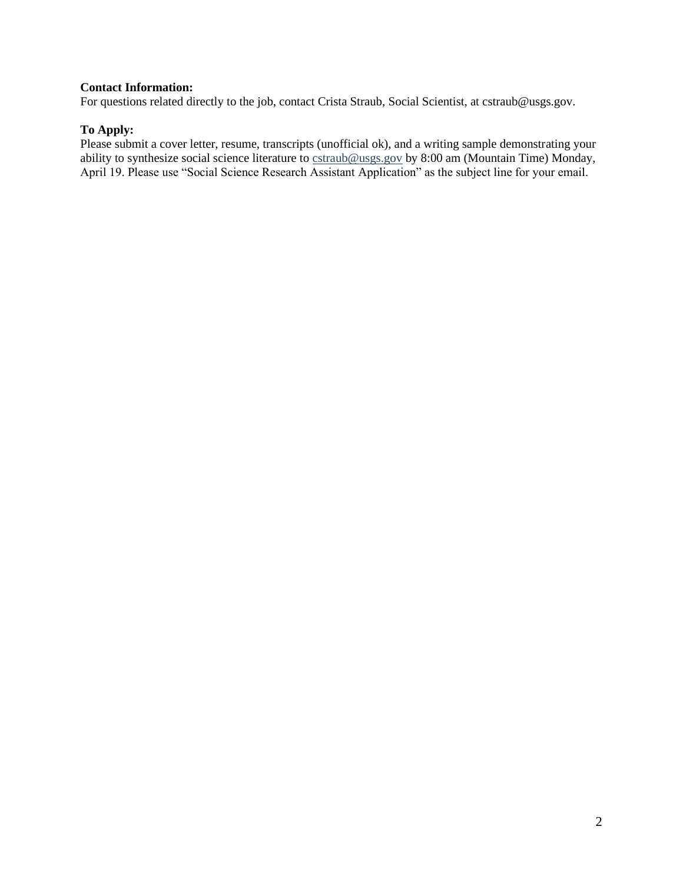**Contact Information:**
For questions related directly to the job, contact Crista Straub, Social Scientist, at cstraub@usgs.gov.

**To Apply:**
Please submit a cover letter, resume, transcripts (unofficial ok), and a writing sample demonstrating your ability to synthesize social science literature to cstraub@usgs.gov by 8:00 am (Mountain Time) Monday, April 19. Please use "Social Science Research Assistant Application" as the subject line for your email.